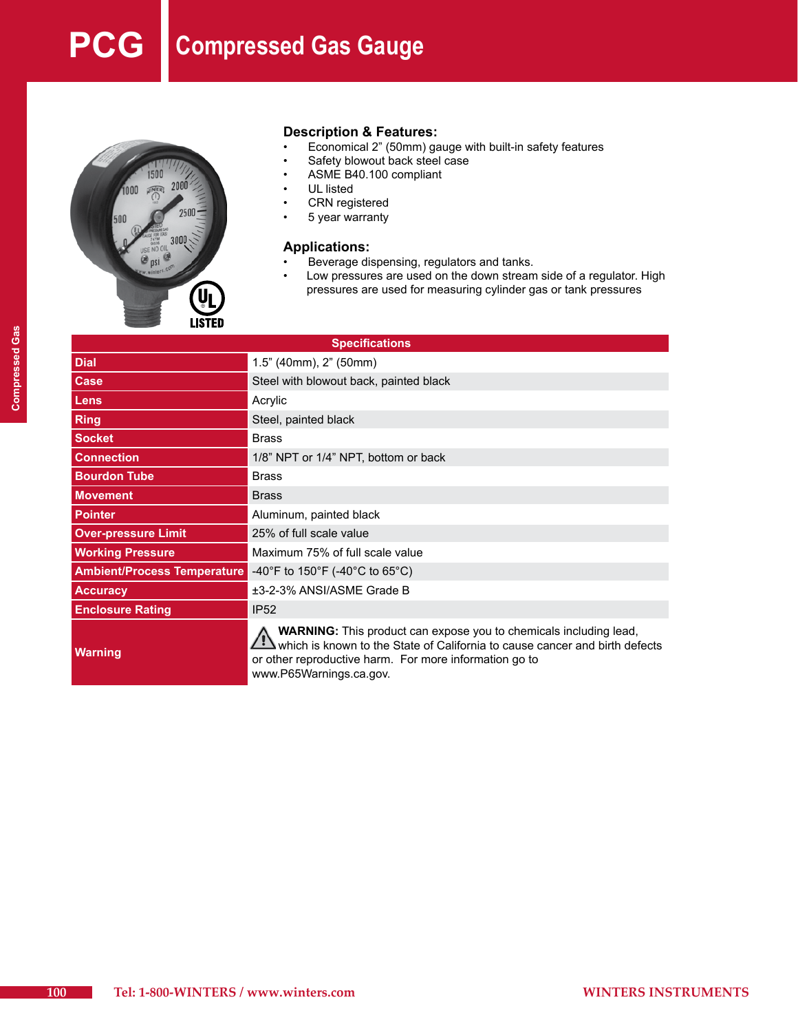# PCG Compressed Gas Gauge

## Description & Features:

- Economical 2" (50mm) gauge with built-in safety features
- Safety blowout back steel case
- ASME B40.100 compliant
- UL listed
- CRN registered
- 5 year warranty

## Applications:

- Beverage dispensing, regulators and tanks.
- Low pressures are used on the down stream side of a regulator. High pressures are used for measuring cylinder gas or tank pressures

| Specifications | |
|---|---|
| Dial | 1.5" (40mm), 2" (50mm) |
| Case | Steel with blowout back, painted black |
| Lens | Acrylic |
| Ring | Steel, painted black |
| Socket | Brass |
| Connection | 1/8" NPT or 1/4" NPT, bottom or back |
| Bourdon Tube | Brass |
| Movement | Brass |
| Pointer | Aluminum, painted black |
| Over-pressure Limit | 25% of full scale value |
| Working Pressure | Maximum 75% of full scale value |
| Ambient/Process Temperature | -40°F to 150°F (-40°C to 65°C) |
| Accuracy | ±3-2-3% ANSI/ASME Grade B |
| Enclosure Rating | IP52 |
| Warning | **WARNING:** This product can expose you to chemicals including lead, which is known to the State of California to cause cancer and birth defects or other reproductive harm. For more information go to www.P65Warnings.ca.gov. |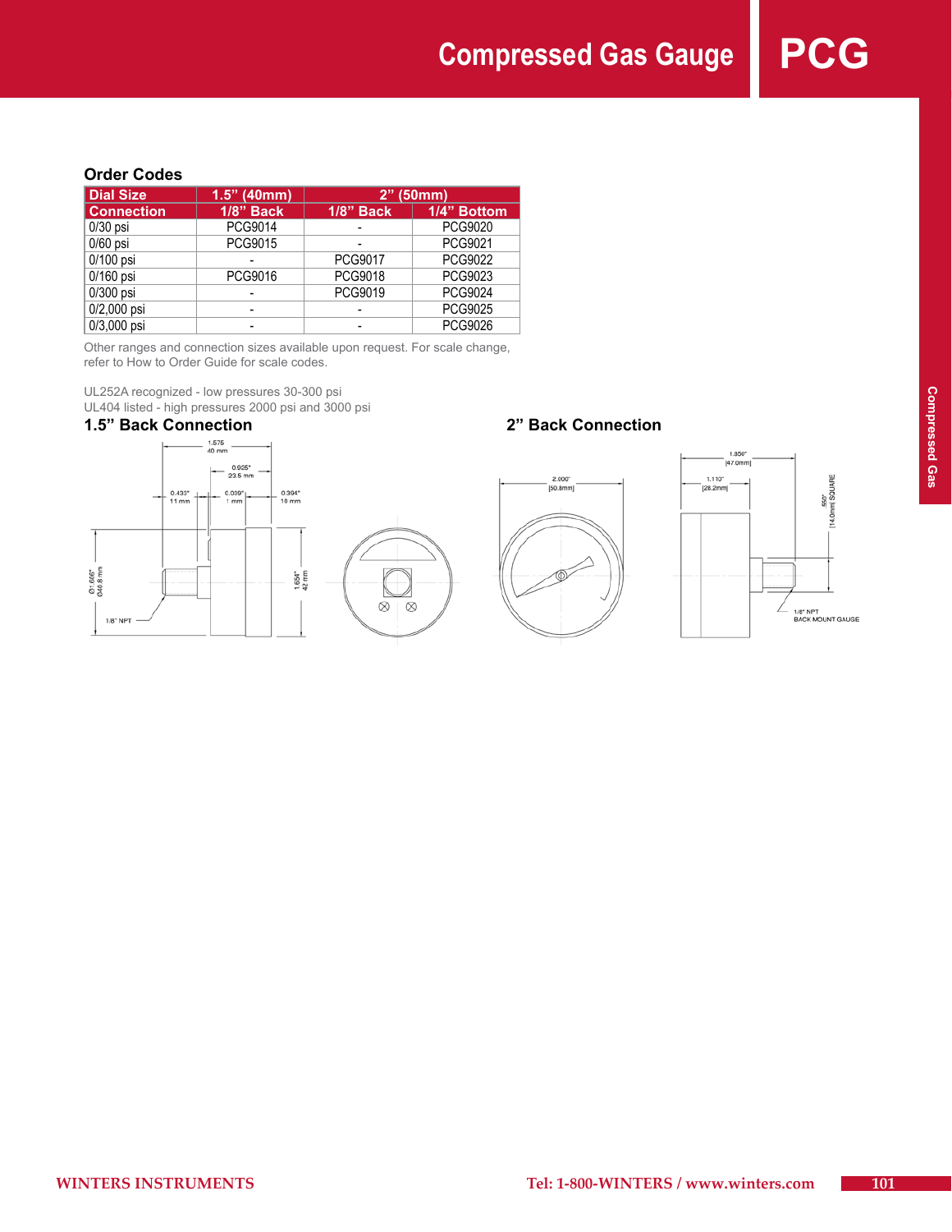## Order Codes

| Dial Size | 1.5" (40mm) | 2" (50mm) | |
|---|---|---|---|
| Connection | 1/8" Back | 1/8" Back | 1/4" Bottom |
| 0/30 psi | PCG9014 | - | PCG9020 |
| 0/60 psi | PCG9015 | - | PCG9021 |
| 0/100 psi | - | PCG9017 | PCG9022 |
| 0/160 psi | PCG9016 | PCG9018 | PCG9023 |
| 0/300 psi | - | PCG9019 | PCG9024 |
| 0/2,000 psi | - | - | PCG9025 |
| 0/3,000 psi | - | - | PCG9026 |

Other ranges and connection sizes available upon request. For scale change, refer to How to Order Guide for scale codes.

UL252A recognized - low pressures 30-300 psi
UL404 listed - high pressures 2000 psi and 3000 psi

### 1.5" Back Connection

1.575
40 mm
0.925"
23.5 mm
0.433"
11 mm
0.039"
1 mm
0.394"
10 mm
Ø1.606"
Ø40.8 mm
1.654"
42 mm
1/8" NPT

### 2" Back Connection

2.000"
[50.8mm]
1.850"
[47.0mm]
1.110"
[28.2mm]
.550"
[14.0mm] SQUARE
1/8" NPT
BACK MOUNT GAUGE